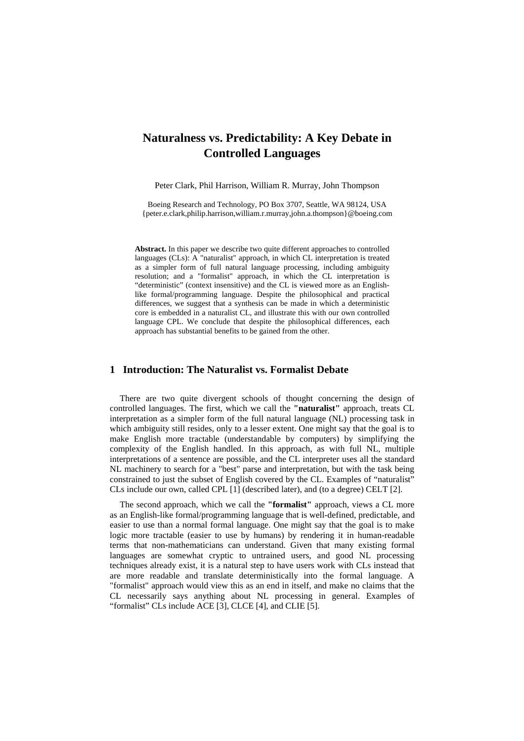# Naturalness vs. Predictability: A Key Debate in Controlled Languages

Peter Clark, Phil Harrison, William R. Murray, John Thompson

Boeing Research and Technology, PO Box 3707, Seattle, WA 98124, USA
{peter.e.clark,philip.harrison,william.r.murray,john.a.thompson}@boeing.com

**Abstract.** In this paper we describe two quite different approaches to controlled languages (CLs): A "naturalist" approach, in which CL interpretation is treated as a simpler form of full natural language processing, including ambiguity resolution; and a "formalist" approach, in which the CL interpretation is "deterministic" (context insensitive) and the CL is viewed more as an English-like formal/programming language. Despite the philosophical and practical differences, we suggest that a synthesis can be made in which a deterministic core is embedded in a naturalist CL, and illustrate this with our own controlled language CPL. We conclude that despite the philosophical differences, each approach has substantial benefits to be gained from the other.

## 1 Introduction: The Naturalist vs. Formalist Debate

There are two quite divergent schools of thought concerning the design of controlled languages. The first, which we call the **"naturalist"** approach, treats CL interpretation as a simpler form of the full natural language (NL) processing task in which ambiguity still resides, only to a lesser extent. One might say that the goal is to make English more tractable (understandable by computers) by simplifying the complexity of the English handled. In this approach, as with full NL, multiple interpretations of a sentence are possible, and the CL interpreter uses all the standard NL machinery to search for a "best" parse and interpretation, but with the task being constrained to just the subset of English covered by the CL. Examples of "naturalist" CLs include our own, called CPL [1] (described later), and (to a degree) CELT [2].

The second approach, which we call the **"formalist"** approach, views a CL more as an English-like formal/programming language that is well-defined, predictable, and easier to use than a normal formal language. One might say that the goal is to make logic more tractable (easier to use by humans) by rendering it in human-readable terms that non-mathematicians can understand. Given that many existing formal languages are somewhat cryptic to untrained users, and good NL processing techniques already exist, it is a natural step to have users work with CLs instead that are more readable and translate deterministically into the formal language. A "formalist" approach would view this as an end in itself, and make no claims that the CL necessarily says anything about NL processing in general. Examples of "formalist" CLs include ACE [3], CLCE [4], and CLIE [5].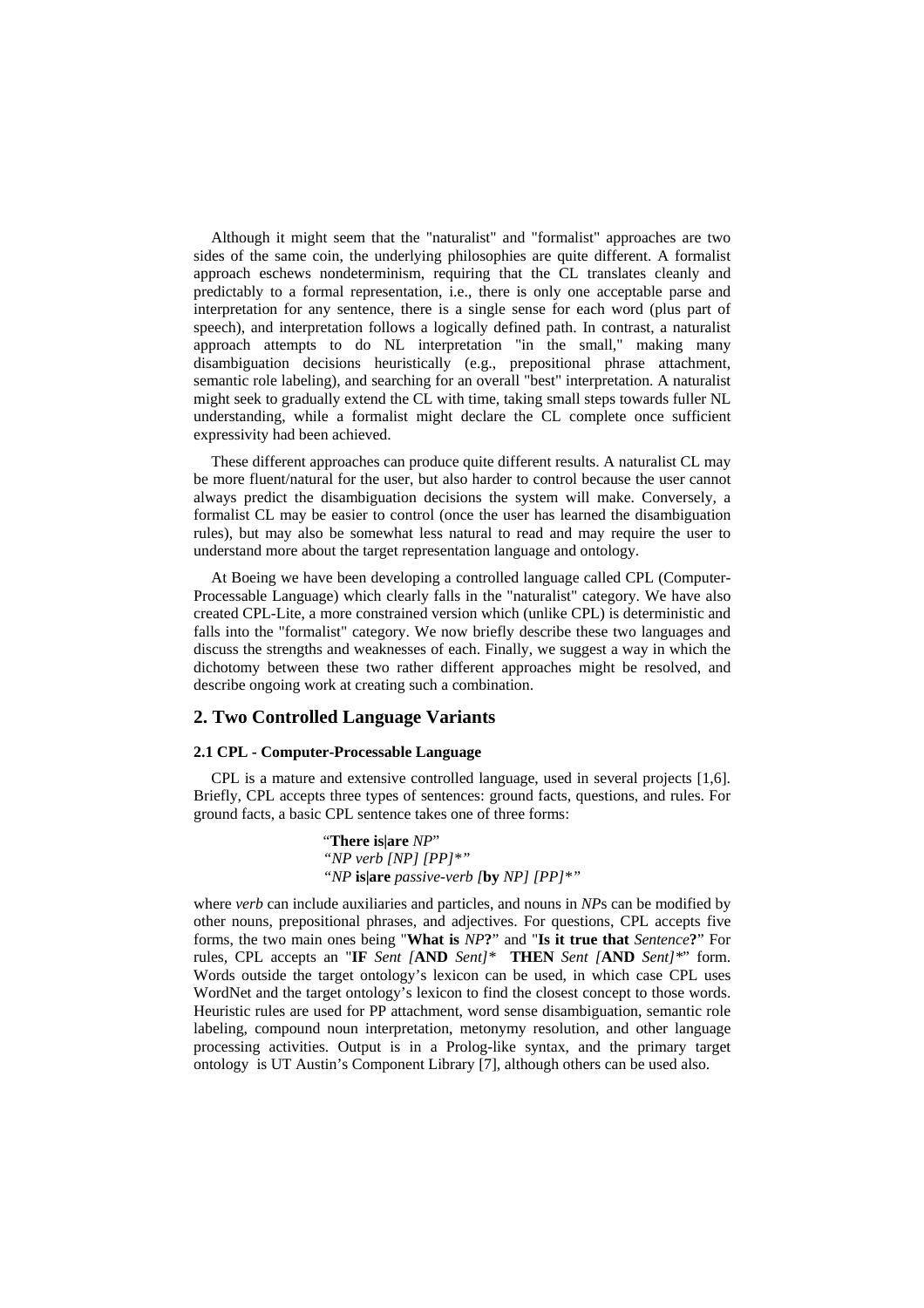Although it might seem that the "naturalist" and "formalist" approaches are two sides of the same coin, the underlying philosophies are quite different. A formalist approach eschews nondeterminism, requiring that the CL translates cleanly and predictably to a formal representation, i.e., there is only one acceptable parse and interpretation for any sentence, there is a single sense for each word (plus part of speech), and interpretation follows a logically defined path. In contrast, a naturalist approach attempts to do NL interpretation "in the small," making many disambiguation decisions heuristically (e.g., prepositional phrase attachment, semantic role labeling), and searching for an overall "best" interpretation. A naturalist might seek to gradually extend the CL with time, taking small steps towards fuller NL understanding, while a formalist might declare the CL complete once sufficient expressivity had been achieved.

These different approaches can produce quite different results. A naturalist CL may be more fluent/natural for the user, but also harder to control because the user cannot always predict the disambiguation decisions the system will make. Conversely, a formalist CL may be easier to control (once the user has learned the disambiguation rules), but may also be somewhat less natural to read and may require the user to understand more about the target representation language and ontology.

At Boeing we have been developing a controlled language called CPL (Computer-Processable Language) which clearly falls in the "naturalist" category. We have also created CPL-Lite, a more constrained version which (unlike CPL) is deterministic and falls into the "formalist" category. We now briefly describe these two languages and discuss the strengths and weaknesses of each. Finally, we suggest a way in which the dichotomy between these two rather different approaches might be resolved, and describe ongoing work at creating such a combination.

## 2. Two Controlled Language Variants

### 2.1 CPL - Computer-Processable Language

CPL is a mature and extensive controlled language, used in several projects [1,6]. Briefly, CPL accepts three types of sentences: ground facts, questions, and rules. For ground facts, a basic CPL sentence takes one of three forms:

> "**There is|are** *NP*"
> *"NP verb [NP] [PP]*"*
> *"NP* **is|are** *passive-verb [***by** *NP] [PP]*"*

where *verb* can include auxiliaries and particles, and nouns in *NP*s can be modified by other nouns, prepositional phrases, and adjectives. For questions, CPL accepts five forms, the two main ones being "**What is** *NP***?**" and "**Is it true that** *Sentence***?**" For rules, CPL accepts an "**IF** *Sent [***AND** *Sent]** **THEN** *Sent [***AND** *Sent]**" form. Words outside the target ontology's lexicon can be used, in which case CPL uses WordNet and the target ontology's lexicon to find the closest concept to those words. Heuristic rules are used for PP attachment, word sense disambiguation, semantic role labeling, compound noun interpretation, metonymy resolution, and other language processing activities. Output is in a Prolog-like syntax, and the primary target ontology is UT Austin's Component Library [7], although others can be used also.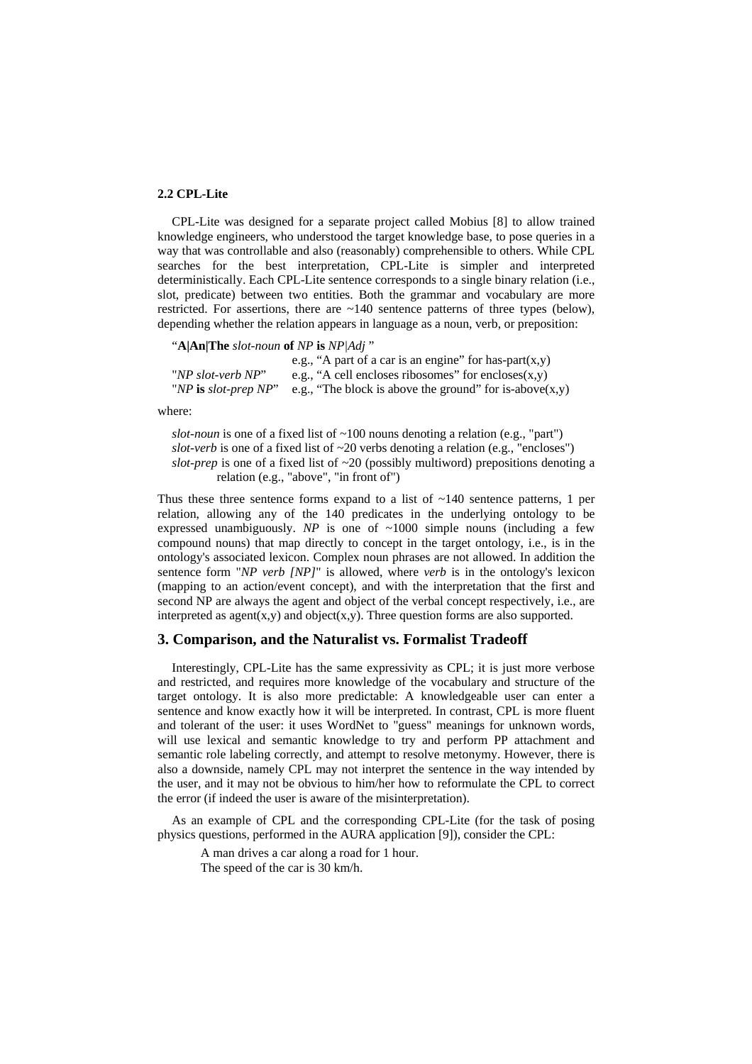### 2.2 CPL-Lite

CPL-Lite was designed for a separate project called Mobius [8] to allow trained knowledge engineers, who understood the target knowledge base, to pose queries in a way that was controllable and also (reasonably) comprehensible to others. While CPL searches for the best interpretation, CPL-Lite is simpler and interpreted deterministically. Each CPL-Lite sentence corresponds to a single binary relation (i.e., slot, predicate) between two entities. Both the grammar and vocabulary are more restricted. For assertions, there are ~140 sentence patterns of three types (below), depending whether the relation appears in language as a noun, verb, or preposition:

"**A|An|The** *slot-noun* **of** *NP* **is** *NP|Adj* "
e.g., "A part of a car is an engine" for has-part(x,y)
"*NP slot-verb NP*" e.g., "A cell encloses ribosomes" for encloses(x,y)
"*NP* **is** *slot-prep NP*" e.g., "The block is above the ground" for is-above(x,y)

where:

*slot-noun* is one of a fixed list of ~100 nouns denoting a relation (e.g., "part")
*slot-verb* is one of a fixed list of ~20 verbs denoting a relation (e.g., "encloses")
*slot-prep* is one of a fixed list of ~20 (possibly multiword) prepositions denoting a relation (e.g., "above", "in front of")

Thus these three sentence forms expand to a list of ~140 sentence patterns, 1 per relation, allowing any of the 140 predicates in the underlying ontology to be expressed unambiguously. *NP* is one of ~1000 simple nouns (including a few compound nouns) that map directly to concept in the target ontology, i.e., is in the ontology's associated lexicon. Complex noun phrases are not allowed. In addition the sentence form "*NP verb [NP]*" is allowed, where *verb* is in the ontology's lexicon (mapping to an action/event concept), and with the interpretation that the first and second NP are always the agent and object of the verbal concept respectively, i.e., are interpreted as agent(x,y) and object(x,y). Three question forms are also supported.

## 3. Comparison, and the Naturalist vs. Formalist Tradeoff

Interestingly, CPL-Lite has the same expressivity as CPL; it is just more verbose and restricted, and requires more knowledge of the vocabulary and structure of the target ontology. It is also more predictable: A knowledgeable user can enter a sentence and know exactly how it will be interpreted. In contrast, CPL is more fluent and tolerant of the user: it uses WordNet to "guess" meanings for unknown words, will use lexical and semantic knowledge to try and perform PP attachment and semantic role labeling correctly, and attempt to resolve metonymy. However, there is also a downside, namely CPL may not interpret the sentence in the way intended by the user, and it may not be obvious to him/her how to reformulate the CPL to correct the error (if indeed the user is aware of the misinterpretation).

As an example of CPL and the corresponding CPL-Lite (for the task of posing physics questions, performed in the AURA application [9]), consider the CPL:

A man drives a car along a road for 1 hour.
The speed of the car is 30 km/h.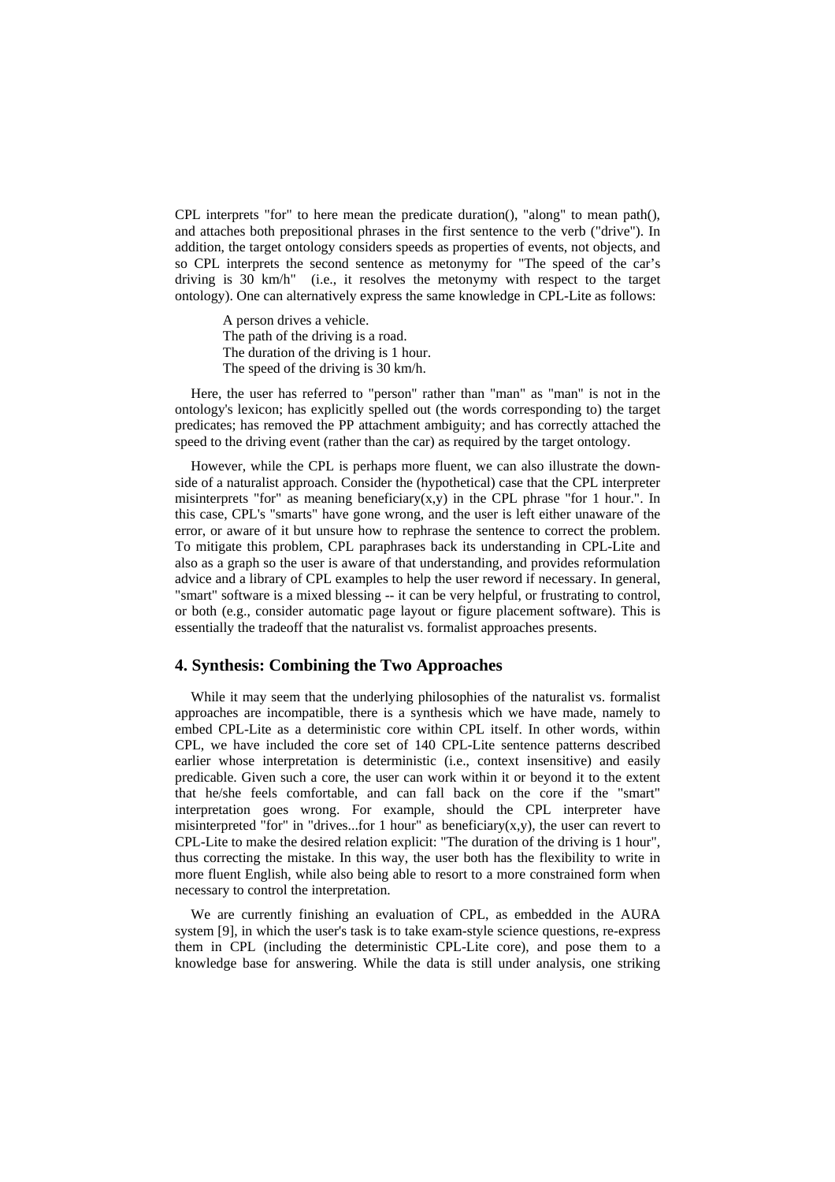CPL interprets "for" to here mean the predicate duration(), "along" to mean path(), and attaches both prepositional phrases in the first sentence to the verb ("drive"). In addition, the target ontology considers speeds as properties of events, not objects, and so CPL interprets the second sentence as metonymy for "The speed of the car's driving is 30 km/h" (i.e., it resolves the metonymy with respect to the target ontology). One can alternatively express the same knowledge in CPL-Lite as follows:

> A person drives a vehicle.
> The path of the driving is a road.
> The duration of the driving is 1 hour.
> The speed of the driving is 30 km/h.

Here, the user has referred to "person" rather than "man" as "man" is not in the ontology's lexicon; has explicitly spelled out (the words corresponding to) the target predicates; has removed the PP attachment ambiguity; and has correctly attached the speed to the driving event (rather than the car) as required by the target ontology.

However, while the CPL is perhaps more fluent, we can also illustrate the down-side of a naturalist approach. Consider the (hypothetical) case that the CPL interpreter misinterprets "for" as meaning beneficiary(x,y) in the CPL phrase "for 1 hour.". In this case, CPL's "smarts" have gone wrong, and the user is left either unaware of the error, or aware of it but unsure how to rephrase the sentence to correct the problem. To mitigate this problem, CPL paraphrases back its understanding in CPL-Lite and also as a graph so the user is aware of that understanding, and provides reformulation advice and a library of CPL examples to help the user reword if necessary. In general, "smart" software is a mixed blessing -- it can be very helpful, or frustrating to control, or both (e.g., consider automatic page layout or figure placement software). This is essentially the tradeoff that the naturalist vs. formalist approaches presents.

## 4. Synthesis: Combining the Two Approaches

While it may seem that the underlying philosophies of the naturalist vs. formalist approaches are incompatible, there is a synthesis which we have made, namely to embed CPL-Lite as a deterministic core within CPL itself. In other words, within CPL, we have included the core set of 140 CPL-Lite sentence patterns described earlier whose interpretation is deterministic (i.e., context insensitive) and easily predicable. Given such a core, the user can work within it or beyond it to the extent that he/she feels comfortable, and can fall back on the core if the "smart" interpretation goes wrong. For example, should the CPL interpreter have misinterpreted "for" in "drives...for 1 hour" as beneficiary(x,y), the user can revert to CPL-Lite to make the desired relation explicit: "The duration of the driving is 1 hour", thus correcting the mistake. In this way, the user both has the flexibility to write in more fluent English, while also being able to resort to a more constrained form when necessary to control the interpretation.

We are currently finishing an evaluation of CPL, as embedded in the AURA system [9], in which the user's task is to take exam-style science questions, re-express them in CPL (including the deterministic CPL-Lite core), and pose them to a knowledge base for answering. While the data is still under analysis, one striking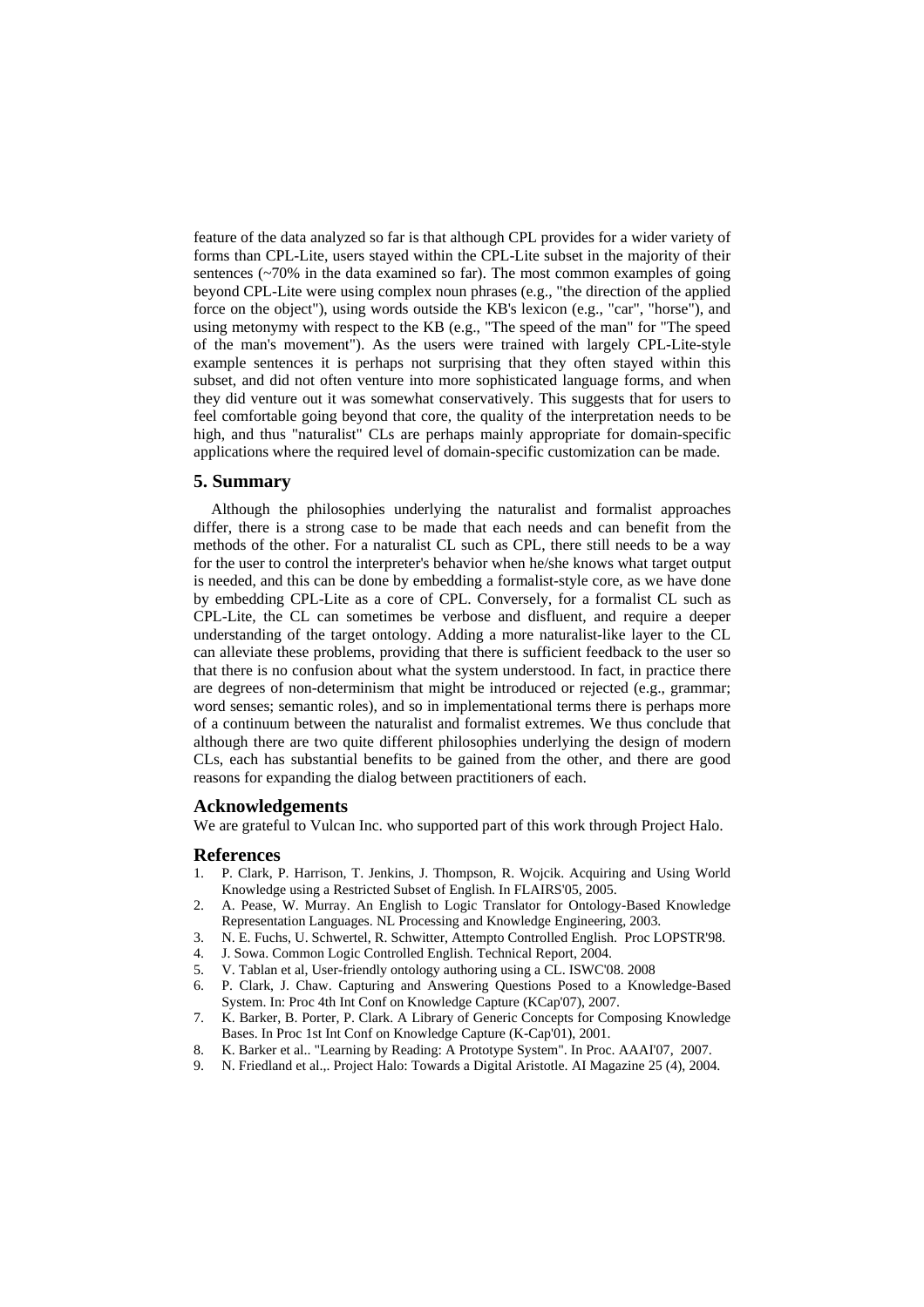feature of the data analyzed so far is that although CPL provides for a wider variety of forms than CPL-Lite, users stayed within the CPL-Lite subset in the majority of their sentences (~70% in the data examined so far). The most common examples of going beyond CPL-Lite were using complex noun phrases (e.g., "the direction of the applied force on the object"), using words outside the KB's lexicon (e.g., "car", "horse"), and using metonymy with respect to the KB (e.g., "The speed of the man" for "The speed of the man's movement"). As the users were trained with largely CPL-Lite-style example sentences it is perhaps not surprising that they often stayed within this subset, and did not often venture into more sophisticated language forms, and when they did venture out it was somewhat conservatively. This suggests that for users to feel comfortable going beyond that core, the quality of the interpretation needs to be high, and thus "naturalist" CLs are perhaps mainly appropriate for domain-specific applications where the required level of domain-specific customization can be made.

## 5. Summary

Although the philosophies underlying the naturalist and formalist approaches differ, there is a strong case to be made that each needs and can benefit from the methods of the other. For a naturalist CL such as CPL, there still needs to be a way for the user to control the interpreter's behavior when he/she knows what target output is needed, and this can be done by embedding a formalist-style core, as we have done by embedding CPL-Lite as a core of CPL. Conversely, for a formalist CL such as CPL-Lite, the CL can sometimes be verbose and disfluent, and require a deeper understanding of the target ontology. Adding a more naturalist-like layer to the CL can alleviate these problems, providing that there is sufficient feedback to the user so that there is no confusion about what the system understood. In fact, in practice there are degrees of non-determinism that might be introduced or rejected (e.g., grammar; word senses; semantic roles), and so in implementational terms there is perhaps more of a continuum between the naturalist and formalist extremes. We thus conclude that although there are two quite different philosophies underlying the design of modern CLs, each has substantial benefits to be gained from the other, and there are good reasons for expanding the dialog between practitioners of each.

### Acknowledgements

We are grateful to Vulcan Inc. who supported part of this work through Project Halo.

### References

1. P. Clark, P. Harrison, T. Jenkins, J. Thompson, R. Wojcik. Acquiring and Using World Knowledge using a Restricted Subset of English. In FLAIRS'05, 2005.
2. A. Pease, W. Murray. An English to Logic Translator for Ontology-Based Knowledge Representation Languages. NL Processing and Knowledge Engineering, 2003.
3. N. E. Fuchs, U. Schwertel, R. Schwitter, Attempto Controlled English. Proc LOPSTR'98.
4. J. Sowa. Common Logic Controlled English. Technical Report, 2004.
5. V. Tablan et al, User-friendly ontology authoring using a CL. ISWC'08. 2008
6. P. Clark, J. Chaw. Capturing and Answering Questions Posed to a Knowledge-Based System. In: Proc 4th Int Conf on Knowledge Capture (KCap'07), 2007.
7. K. Barker, B. Porter, P. Clark. A Library of Generic Concepts for Composing Knowledge Bases. In Proc 1st Int Conf on Knowledge Capture (K-Cap'01), 2001.
8. K. Barker et al.. "Learning by Reading: A Prototype System". In Proc. AAAI'07, 2007.
9. N. Friedland et al.,. Project Halo: Towards a Digital Aristotle. AI Magazine 25 (4), 2004.